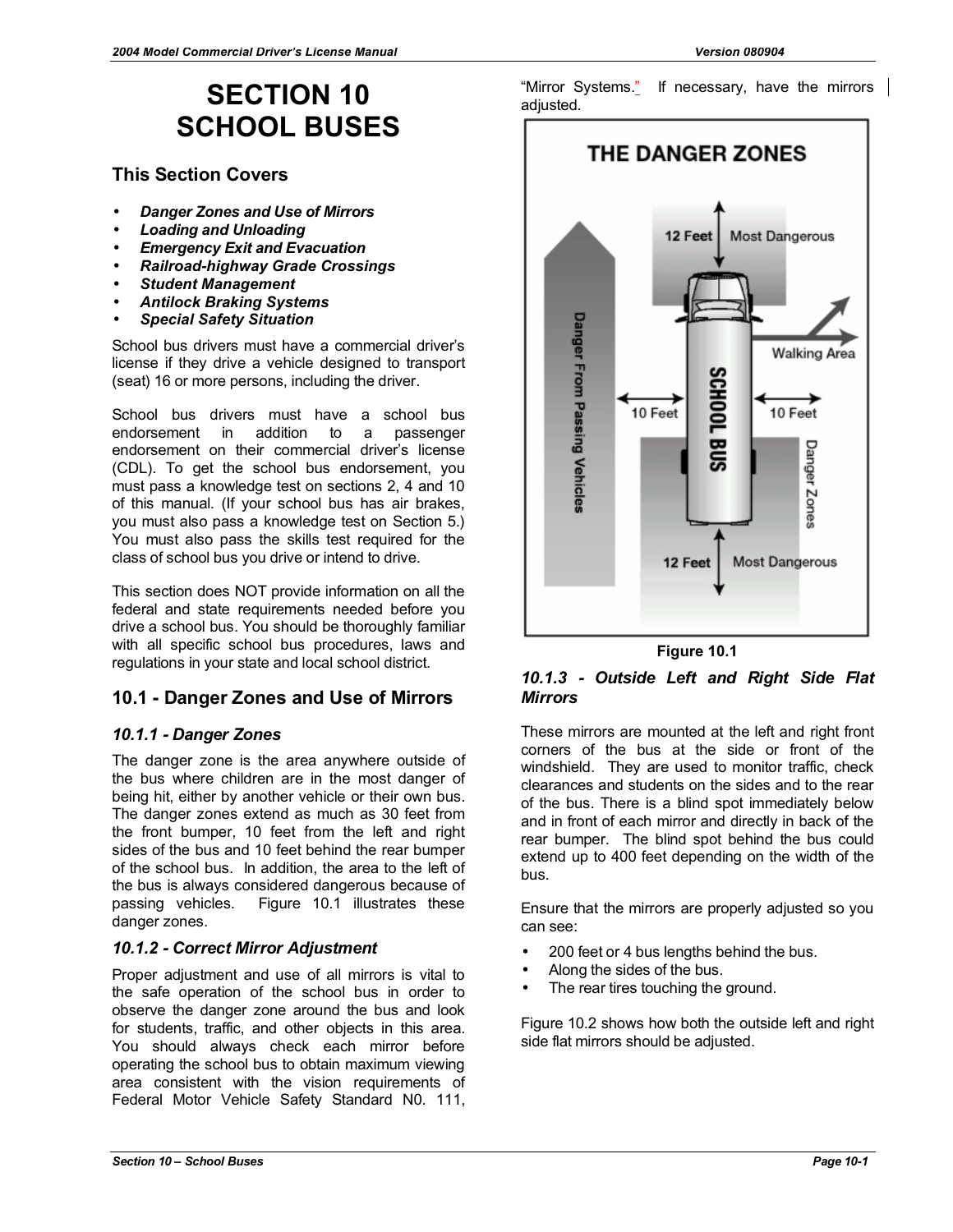# SECTION 10
# SCHOOL BUSES

## This Section Covers

- *Danger Zones and Use of Mirrors*
- *Loading and Unloading*
- *Emergency Exit and Evacuation*
- *Railroad-highway Grade Crossings*
- *Student Management*
- *Antilock Braking Systems*
- *Special Safety Situation*

School bus drivers must have a commercial driver's license if they drive a vehicle designed to transport (seat) 16 or more persons, including the driver.

School bus drivers must have a school bus endorsement in addition to a passenger endorsement on their commercial driver's license (CDL). To get the school bus endorsement, you must pass a knowledge test on sections 2, 4 and 10 of this manual. (If your school bus has air brakes, you must also pass a knowledge test on Section 5.) You must also pass the skills test required for the class of school bus you drive or intend to drive.

This section does NOT provide information on all the federal and state requirements needed before you drive a school bus. You should be thoroughly familiar with all specific school bus procedures, laws and regulations in your state and local school district.

## 10.1 - Danger Zones and Use of Mirrors

### *10.1.1 - Danger Zones*

The danger zone is the area anywhere outside of the bus where children are in the most danger of being hit, either by another vehicle or their own bus. The danger zones extend as much as 30 feet from the front bumper, 10 feet from the left and right sides of the bus and 10 feet behind the rear bumper of the school bus. In addition, the area to the left of the bus is always considered dangerous because of passing vehicles. Figure 10.1 illustrates these danger zones.

### *10.1.2 - Correct Mirror Adjustment*

Proper adjustment and use of all mirrors is vital to the safe operation of the school bus in order to observe the danger zone around the bus and look for students, traffic, and other objects in this area. You should always check each mirror before operating the school bus to obtain maximum viewing area consistent with the vision requirements of Federal Motor Vehicle Safety Standard N0. 111, "Mirror Systems." If necessary, have the mirrors adjusted.

Figure 10.1

### *10.1.3 - Outside Left and Right Side Flat Mirrors*

These mirrors are mounted at the left and right front corners of the bus at the side or front of the windshield. They are used to monitor traffic, check clearances and students on the sides and to the rear of the bus. There is a blind spot immediately below and in front of each mirror and directly in back of the rear bumper. The blind spot behind the bus could extend up to 400 feet depending on the width of the bus.

Ensure that the mirrors are properly adjusted so you can see:

- 200 feet or 4 bus lengths behind the bus.
- Along the sides of the bus.
- The rear tires touching the ground.

Figure 10.2 shows how both the outside left and right side flat mirrors should be adjusted.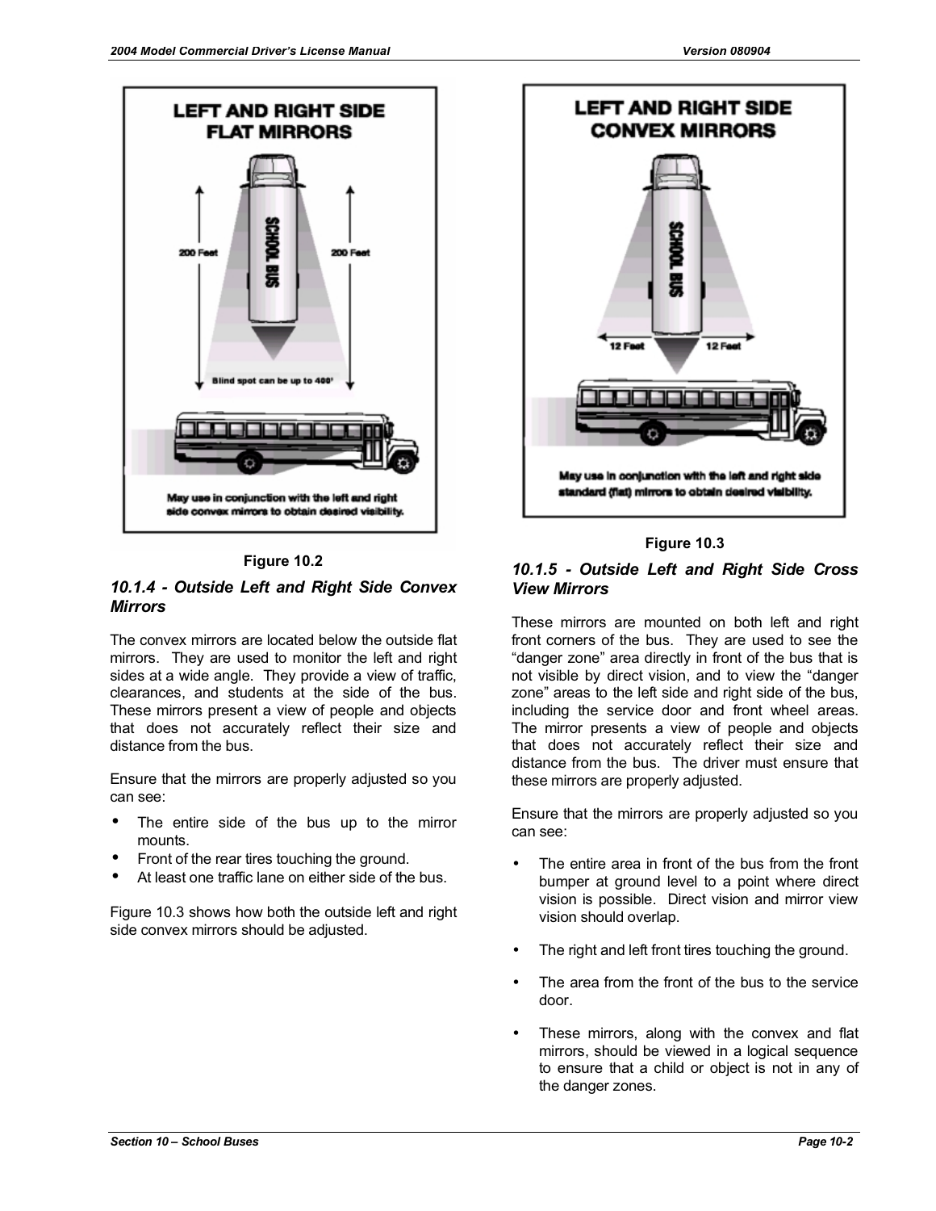Figure 10.2

### *10.1.4 - Outside Left and Right Side Convex Mirrors*

The convex mirrors are located below the outside flat mirrors. They are used to monitor the left and right sides at a wide angle. They provide a view of traffic, clearances, and students at the side of the bus. These mirrors present a view of people and objects that does not accurately reflect their size and distance from the bus.

Ensure that the mirrors are properly adjusted so you can see:

- The entire side of the bus up to the mirror mounts.
- Front of the rear tires touching the ground.
- At least one traffic lane on either side of the bus.

Figure 10.3 shows how both the outside left and right side convex mirrors should be adjusted.

Figure 10.3

### *10.1.5 - Outside Left and Right Side Cross View Mirrors*

These mirrors are mounted on both left and right front corners of the bus. They are used to see the "danger zone" area directly in front of the bus that is not visible by direct vision, and to view the "danger zone" areas to the left side and right side of the bus, including the service door and front wheel areas. The mirror presents a view of people and objects that does not accurately reflect their size and distance from the bus. The driver must ensure that these mirrors are properly adjusted.

Ensure that the mirrors are properly adjusted so you can see:

- The entire area in front of the bus from the front bumper at ground level to a point where direct vision is possible. Direct vision and mirror view vision should overlap.
- The right and left front tires touching the ground.
- The area from the front of the bus to the service door.
- These mirrors, along with the convex and flat mirrors, should be viewed in a logical sequence to ensure that a child or object is not in any of the danger zones.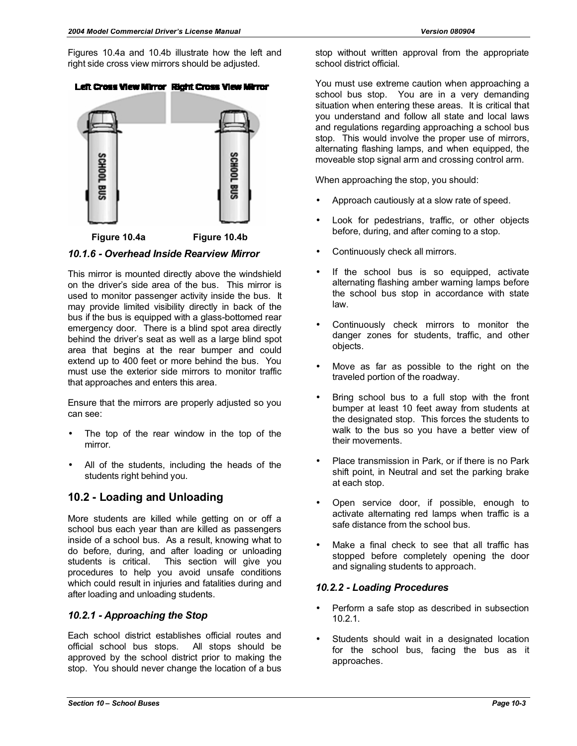Figures 10.4a and 10.4b illustrate how the left and right side cross view mirrors should be adjusted.

Figure 10.4a Figure 10.4b

### *10.1.6 - Overhead Inside Rearview Mirror*

This mirror is mounted directly above the windshield on the driver's side area of the bus. This mirror is used to monitor passenger activity inside the bus. It may provide limited visibility directly in back of the bus if the bus is equipped with a glass-bottomed rear emergency door. There is a blind spot area directly behind the driver's seat as well as a large blind spot area that begins at the rear bumper and could extend up to 400 feet or more behind the bus. You must use the exterior side mirrors to monitor traffic that approaches and enters this area.

Ensure that the mirrors are properly adjusted so you can see:

- The top of the rear window in the top of the mirror.
- All of the students, including the heads of the students right behind you.

## 10.2 - Loading and Unloading

More students are killed while getting on or off a school bus each year than are killed as passengers inside of a school bus. As a result, knowing what to do before, during, and after loading or unloading students is critical. This section will give you procedures to help you avoid unsafe conditions which could result in injuries and fatalities during and after loading and unloading students.

### *10.2.1 - Approaching the Stop*

Each school district establishes official routes and official school bus stops. All stops should be approved by the school district prior to making the stop. You should never change the location of a bus stop without written approval from the appropriate school district official.

You must use extreme caution when approaching a school bus stop. You are in a very demanding situation when entering these areas. It is critical that you understand and follow all state and local laws and regulations regarding approaching a school bus stop. This would involve the proper use of mirrors, alternating flashing lamps, and when equipped, the moveable stop signal arm and crossing control arm.

When approaching the stop, you should:

- Approach cautiously at a slow rate of speed.
- Look for pedestrians, traffic, or other objects before, during, and after coming to a stop.
- Continuously check all mirrors.
- If the school bus is so equipped, activate alternating flashing amber warning lamps before the school bus stop in accordance with state law.
- Continuously check mirrors to monitor the danger zones for students, traffic, and other objects.
- Move as far as possible to the right on the traveled portion of the roadway.
- Bring school bus to a full stop with the front bumper at least 10 feet away from students at the designated stop. This forces the students to walk to the bus so you have a better view of their movements.
- Place transmission in Park, or if there is no Park shift point, in Neutral and set the parking brake at each stop.
- Open service door, if possible, enough to activate alternating red lamps when traffic is a safe distance from the school bus.
- Make a final check to see that all traffic has stopped before completely opening the door and signaling students to approach.

### *10.2.2 - Loading Procedures*

- Perform a safe stop as described in subsection 10.2.1.
- Students should wait in a designated location for the school bus, facing the bus as it approaches.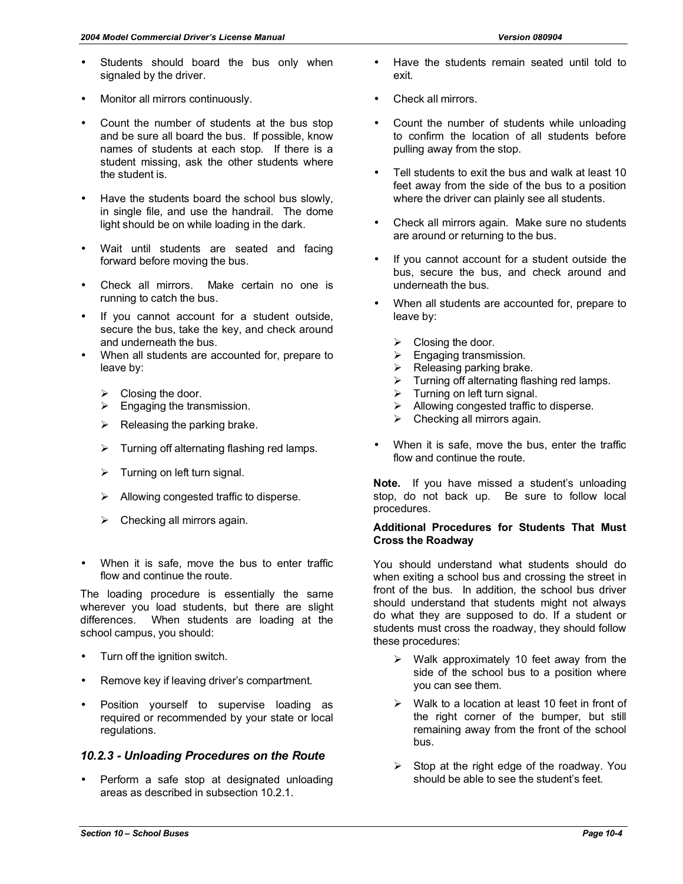- Students should board the bus only when signaled by the driver.
- Monitor all mirrors continuously.
- Count the number of students at the bus stop and be sure all board the bus. If possible, know names of students at each stop. If there is a student missing, ask the other students where the student is.
- Have the students board the school bus slowly, in single file, and use the handrail. The dome light should be on while loading in the dark.
- Wait until students are seated and facing forward before moving the bus.
- Check all mirrors. Make certain no one is running to catch the bus.
- If you cannot account for a student outside, secure the bus, take the key, and check around and underneath the bus.
- When all students are accounted for, prepare to leave by:
  - Closing the door.
  - Engaging the transmission.
  - Releasing the parking brake.
  - Turning off alternating flashing red lamps.
  - Turning on left turn signal.
  - Allowing congested traffic to disperse.
  - Checking all mirrors again.
- When it is safe, move the bus to enter traffic flow and continue the route.

The loading procedure is essentially the same wherever you load students, but there are slight differences. When students are loading at the school campus, you should:

- Turn off the ignition switch.
- Remove key if leaving driver's compartment.
- Position yourself to supervise loading as required or recommended by your state or local regulations.

### *10.2.3 - Unloading Procedures on the Route*

- Perform a safe stop at designated unloading areas as described in subsection 10.2.1.
- Have the students remain seated until told to exit.
- Check all mirrors.
- Count the number of students while unloading to confirm the location of all students before pulling away from the stop.
- Tell students to exit the bus and walk at least 10 feet away from the side of the bus to a position where the driver can plainly see all students.
- Check all mirrors again. Make sure no students are around or returning to the bus.
- If you cannot account for a student outside the bus, secure the bus, and check around and underneath the bus.
- When all students are accounted for, prepare to leave by:
  - Closing the door.
  - Engaging transmission.
  - Releasing parking brake.
  - Turning off alternating flashing red lamps.
  - Turning on left turn signal.
  - Allowing congested traffic to disperse.
  - Checking all mirrors again.
- When it is safe, move the bus, enter the traffic flow and continue the route.

**Note.** If you have missed a student's unloading stop, do not back up. Be sure to follow local procedures.

**Additional Procedures for Students That Must Cross the Roadway**

You should understand what students should do when exiting a school bus and crossing the street in front of the bus. In addition, the school bus driver should understand that students might not always do what they are supposed to do. If a student or students must cross the roadway, they should follow these procedures:

- Walk approximately 10 feet away from the side of the school bus to a position where you can see them.
- Walk to a location at least 10 feet in front of the right corner of the bumper, but still remaining away from the front of the school bus.
- Stop at the right edge of the roadway. You should be able to see the student's feet.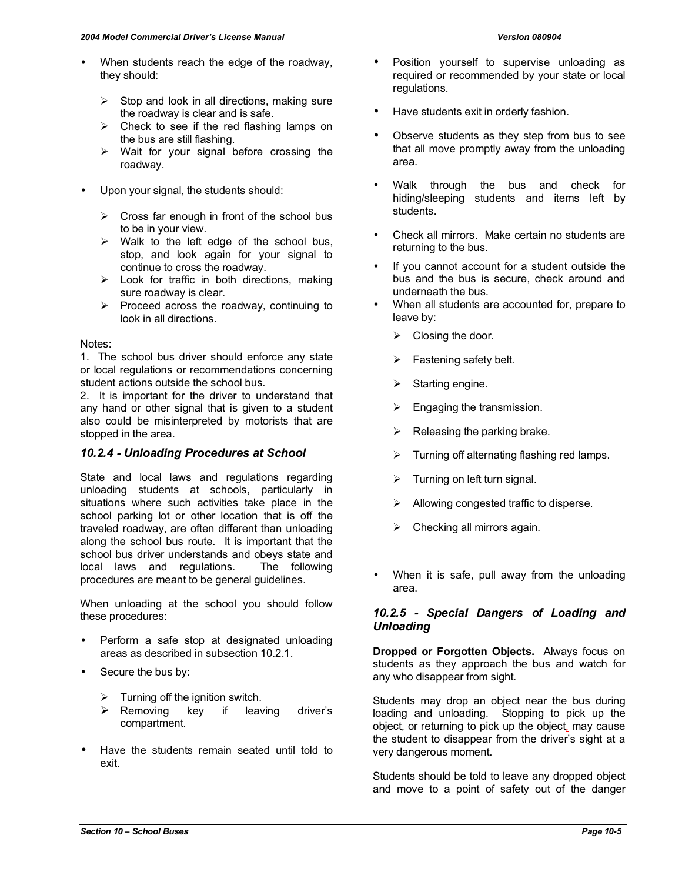- When students reach the edge of the roadway, they should:
  - Stop and look in all directions, making sure the roadway is clear and is safe.
  - Check to see if the red flashing lamps on the bus are still flashing.
  - Wait for your signal before crossing the roadway.

- Upon your signal, the students should:
  - Cross far enough in front of the school bus to be in your view.
  - Walk to the left edge of the school bus, stop, and look again for your signal to continue to cross the roadway.
  - Look for traffic in both directions, making sure roadway is clear.
  - Proceed across the roadway, continuing to look in all directions.

Notes:

1. The school bus driver should enforce any state or local regulations or recommendations concerning student actions outside the school bus.
2. It is important for the driver to understand that any hand or other signal that is given to a student also could be misinterpreted by motorists that are stopped in the area.

### *10.2.4 - Unloading Procedures at School*

State and local laws and regulations regarding unloading students at schools, particularly in situations where such activities take place in the school parking lot or other location that is off the traveled roadway, are often different than unloading along the school bus route. It is important that the school bus driver understands and obeys state and local laws and regulations. The following procedures are meant to be general guidelines.

When unloading at the school you should follow these procedures:

- Perform a safe stop at designated unloading areas as described in subsection 10.2.1.
- Secure the bus by:
  - Turning off the ignition switch.
  - Removing key if leaving driver's compartment.
- Have the students remain seated until told to exit.
- Position yourself to supervise unloading as required or recommended by your state or local regulations.
- Have students exit in orderly fashion.
- Observe students as they step from bus to see that all move promptly away from the unloading area.
- Walk through the bus and check for hiding/sleeping students and items left by students.
- Check all mirrors. Make certain no students are returning to the bus.
- If you cannot account for a student outside the bus and the bus is secure, check around and underneath the bus.
- When all students are accounted for, prepare to leave by:
  - Closing the door.
  - Fastening safety belt.
  - Starting engine.
  - Engaging the transmission.
  - Releasing the parking brake.
  - Turning off alternating flashing red lamps.
  - Turning on left turn signal.
  - Allowing congested traffic to disperse.
  - Checking all mirrors again.
- When it is safe, pull away from the unloading area.

### *10.2.5 - Special Dangers of Loading and Unloading*

**Dropped or Forgotten Objects.** Always focus on students as they approach the bus and watch for any who disappear from sight.

Students may drop an object near the bus during loading and unloading. Stopping to pick up the object, or returning to pick up the object, may cause the student to disappear from the driver's sight at a very dangerous moment.

Students should be told to leave any dropped object and move to a point of safety out of the danger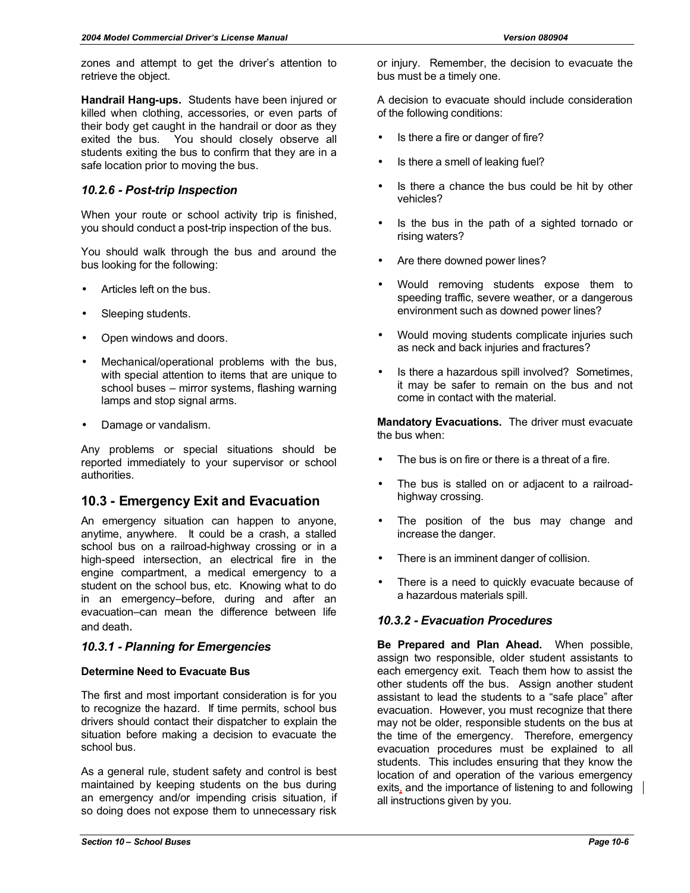zones and attempt to get the driver's attention to retrieve the object.

**Handrail Hang-ups.** Students have been injured or killed when clothing, accessories, or even parts of their body get caught in the handrail or door as they exited the bus. You should closely observe all students exiting the bus to confirm that they are in a safe location prior to moving the bus.

### *10.2.6 - Post-trip Inspection*

When your route or school activity trip is finished, you should conduct a post-trip inspection of the bus.

You should walk through the bus and around the bus looking for the following:

- Articles left on the bus.
- Sleeping students.
- Open windows and doors.
- Mechanical/operational problems with the bus, with special attention to items that are unique to school buses – mirror systems, flashing warning lamps and stop signal arms.
- Damage or vandalism.

Any problems or special situations should be reported immediately to your supervisor or school authorities.

## 10.3 - Emergency Exit and Evacuation

An emergency situation can happen to anyone, anytime, anywhere. It could be a crash, a stalled school bus on a railroad-highway crossing or in a high-speed intersection, an electrical fire in the engine compartment, a medical emergency to a student on the school bus, etc. Knowing what to do in an emergency–before, during and after an evacuation–can mean the difference between life and death.

### *10.3.1 - Planning for Emergencies*

**Determine Need to Evacuate Bus**

The first and most important consideration is for you to recognize the hazard. If time permits, school bus drivers should contact their dispatcher to explain the situation before making a decision to evacuate the school bus.

As a general rule, student safety and control is best maintained by keeping students on the bus during an emergency and/or impending crisis situation, if so doing does not expose them to unnecessary risk or injury. Remember, the decision to evacuate the bus must be a timely one.

A decision to evacuate should include consideration of the following conditions:

- Is there a fire or danger of fire?
- Is there a smell of leaking fuel?
- Is there a chance the bus could be hit by other vehicles?
- Is the bus in the path of a sighted tornado or rising waters?
- Are there downed power lines?
- Would removing students expose them to speeding traffic, severe weather, or a dangerous environment such as downed power lines?
- Would moving students complicate injuries such as neck and back injuries and fractures?
- Is there a hazardous spill involved? Sometimes, it may be safer to remain on the bus and not come in contact with the material.

**Mandatory Evacuations.** The driver must evacuate the bus when:

- The bus is on fire or there is a threat of a fire.
- The bus is stalled on or adjacent to a railroad-highway crossing.
- The position of the bus may change and increase the danger.
- There is an imminent danger of collision.
- There is a need to quickly evacuate because of a hazardous materials spill.

### *10.3.2 - Evacuation Procedures*

**Be Prepared and Plan Ahead.** When possible, assign two responsible, older student assistants to each emergency exit. Teach them how to assist the other students off the bus. Assign another student assistant to lead the students to a "safe place" after evacuation. However, you must recognize that there may not be older, responsible students on the bus at the time of the emergency. Therefore, emergency evacuation procedures must be explained to all students. This includes ensuring that they know the location of and operation of the various emergency exits, and the importance of listening to and following all instructions given by you.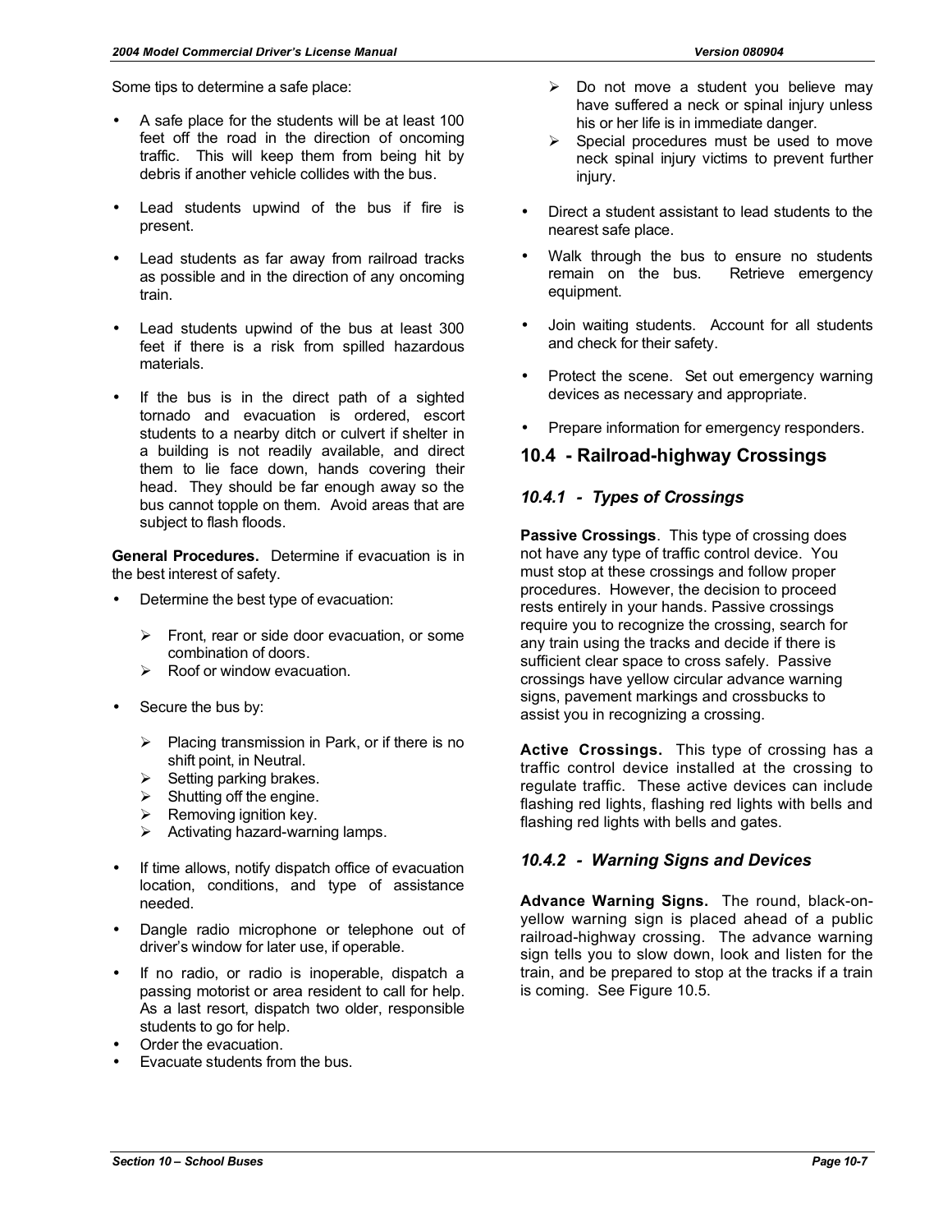Some tips to determine a safe place:

- A safe place for the students will be at least 100 feet off the road in the direction of oncoming traffic. This will keep them from being hit by debris if another vehicle collides with the bus.
- Lead students upwind of the bus if fire is present.
- Lead students as far away from railroad tracks as possible and in the direction of any oncoming train.
- Lead students upwind of the bus at least 300 feet if there is a risk from spilled hazardous materials.
- If the bus is in the direct path of a sighted tornado and evacuation is ordered, escort students to a nearby ditch or culvert if shelter in a building is not readily available, and direct them to lie face down, hands covering their head. They should be far enough away so the bus cannot topple on them. Avoid areas that are subject to flash floods.

**General Procedures.** Determine if evacuation is in the best interest of safety.

- Determine the best type of evacuation:
  - Front, rear or side door evacuation, or some combination of doors.
  - Roof or window evacuation.
- Secure the bus by:
  - Placing transmission in Park, or if there is no shift point, in Neutral.
  - Setting parking brakes.
  - Shutting off the engine.
  - Removing ignition key.
  - Activating hazard-warning lamps.
- If time allows, notify dispatch office of evacuation location, conditions, and type of assistance needed.
- Dangle radio microphone or telephone out of driver's window for later use, if operable.
- If no radio, or radio is inoperable, dispatch a passing motorist or area resident to call for help. As a last resort, dispatch two older, responsible students to go for help.
- Order the evacuation.
- Evacuate students from the bus.
  - Do not move a student you believe may have suffered a neck or spinal injury unless his or her life is in immediate danger.
  - Special procedures must be used to move neck spinal injury victims to prevent further injury.
- Direct a student assistant to lead students to the nearest safe place.
- Walk through the bus to ensure no students remain on the bus. Retrieve emergency equipment.
- Join waiting students. Account for all students and check for their safety.
- Protect the scene. Set out emergency warning devices as necessary and appropriate.
- Prepare information for emergency responders.

## 10.4 - Railroad-highway Crossings

### *10.4.1 - Types of Crossings*

**Passive Crossings**. This type of crossing does not have any type of traffic control device. You must stop at these crossings and follow proper procedures. However, the decision to proceed rests entirely in your hands. Passive crossings require you to recognize the crossing, search for any train using the tracks and decide if there is sufficient clear space to cross safely. Passive crossings have yellow circular advance warning signs, pavement markings and crossbucks to assist you in recognizing a crossing.

**Active Crossings.** This type of crossing has a traffic control device installed at the crossing to regulate traffic. These active devices can include flashing red lights, flashing red lights with bells and flashing red lights with bells and gates.

### *10.4.2 - Warning Signs and Devices*

**Advance Warning Signs.** The round, black-on-yellow warning sign is placed ahead of a public railroad-highway crossing. The advance warning sign tells you to slow down, look and listen for the train, and be prepared to stop at the tracks if a train is coming. See Figure 10.5.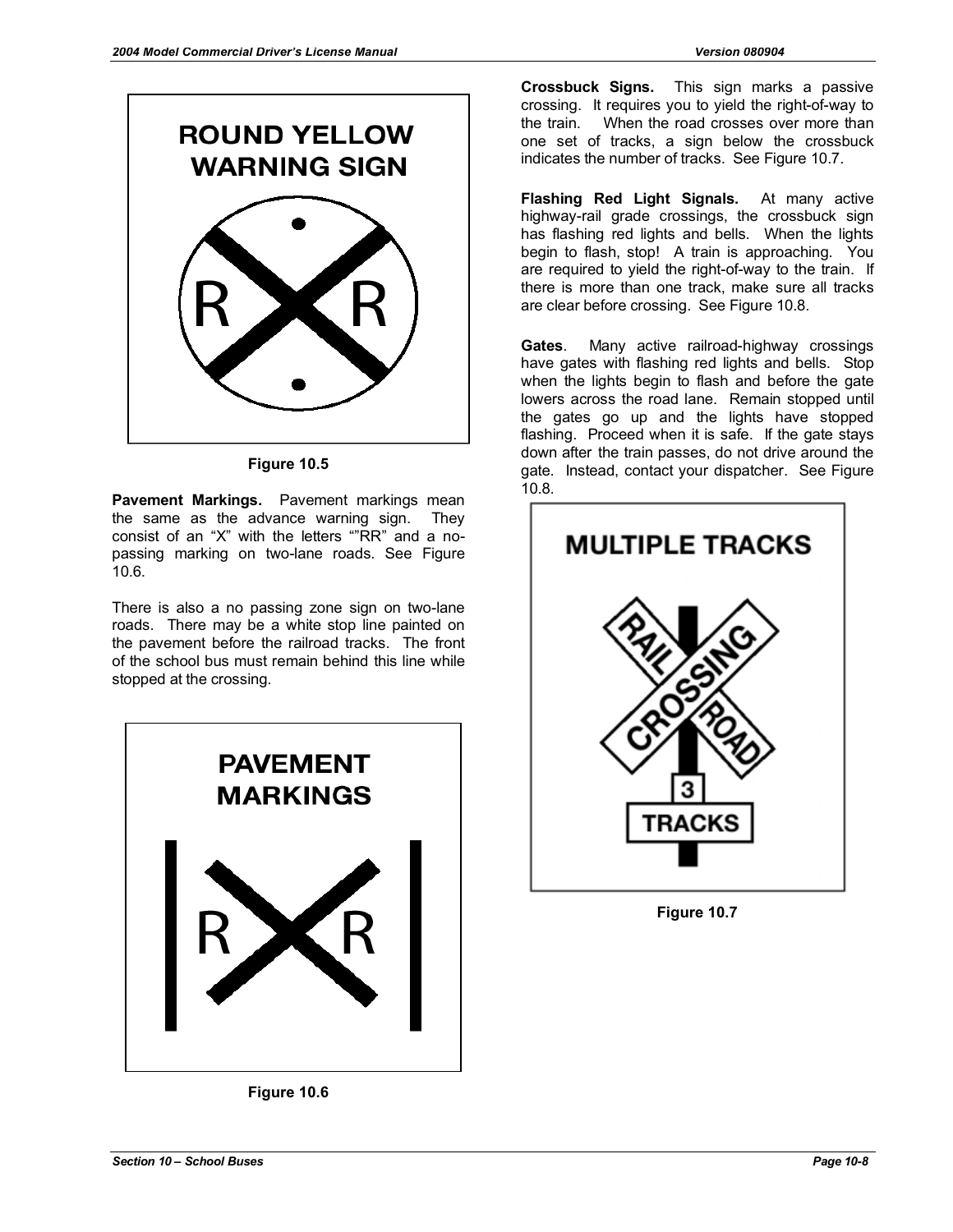**Figure 10.5**

**Pavement Markings.** Pavement markings mean the same as the advance warning sign. They consist of an "X" with the letters ""RR" and a no-passing marking on two-lane roads. See Figure 10.6.

There is also a no passing zone sign on two-lane roads. There may be a white stop line painted on the pavement before the railroad tracks. The front of the school bus must remain behind this line while stopped at the crossing.

**Figure 10.6**

**Crossbuck Signs.** This sign marks a passive crossing. It requires you to yield the right-of-way to the train. When the road crosses over more than one set of tracks, a sign below the crossbuck indicates the number of tracks. See Figure 10.7.

**Flashing Red Light Signals.** At many active highway-rail grade crossings, the crossbuck sign has flashing red lights and bells. When the lights begin to flash, stop! A train is approaching. You are required to yield the right-of-way to the train. If there is more than one track, make sure all tracks are clear before crossing. See Figure 10.8.

**Gates**. Many active railroad-highway crossings have gates with flashing red lights and bells. Stop when the lights begin to flash and before the gate lowers across the road lane. Remain stopped until the gates go up and the lights have stopped flashing. Proceed when it is safe. If the gate stays down after the train passes, do not drive around the gate. Instead, contact your dispatcher. See Figure 10.8.

**Figure 10.7**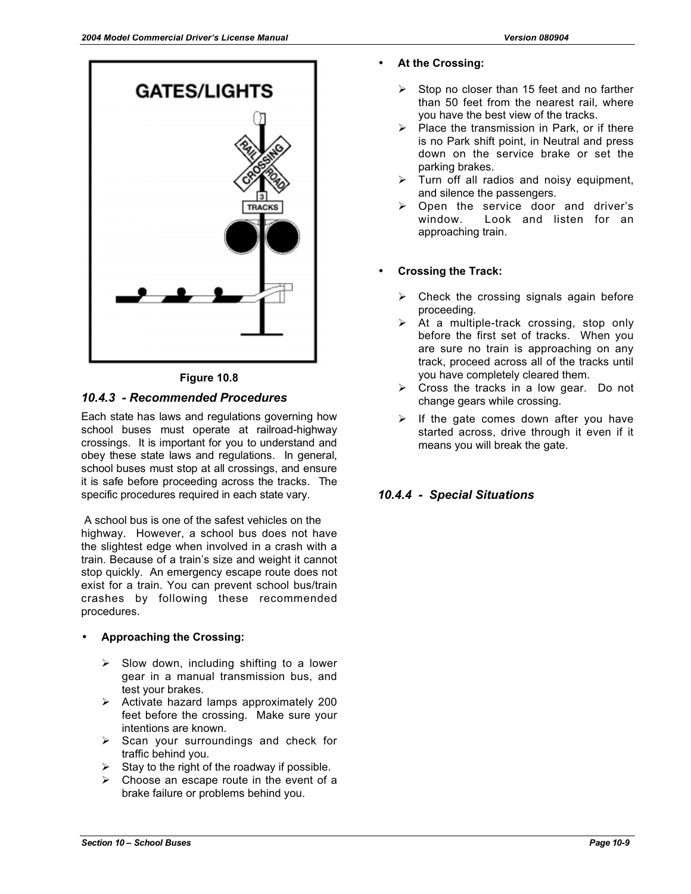GATES/LIGHTS

RAIL ROAD CROSSING

3 TRACKS

Figure 10.8

### 10.4.3 - Recommended Procedures

Each state has laws and regulations governing how school buses must operate at railroad-highway crossings. It is important for you to understand and obey these state laws and regulations. In general, school buses must stop at all crossings, and ensure it is safe before proceeding across the tracks. The specific procedures required in each state vary.

A school bus is one of the safest vehicles on the highway. However, a school bus does not have the slightest edge when involved in a crash with a train. Because of a train's size and weight it cannot stop quickly. An emergency escape route does not exist for a train. You can prevent school bus/train crashes by following these recommended procedures.

- **Approaching the Crossing:**
  - Slow down, including shifting to a lower gear in a manual transmission bus, and test your brakes.
  - Activate hazard lamps approximately 200 feet before the crossing. Make sure your intentions are known.
  - Scan your surroundings and check for traffic behind you.
  - Stay to the right of the roadway if possible.
  - Choose an escape route in the event of a brake failure or problems behind you.

- **At the Crossing:**
  - Stop no closer than 15 feet and no farther than 50 feet from the nearest rail, where you have the best view of the tracks.
  - Place the transmission in Park, or if there is no Park shift point, in Neutral and press down on the service brake or set the parking brakes.
  - Turn off all radios and noisy equipment, and silence the passengers.
  - Open the service door and driver's window. Look and listen for an approaching train.

- **Crossing the Track:**
  - Check the crossing signals again before proceeding.
  - At a multiple-track crossing, stop only before the first set of tracks. When you are sure no train is approaching on any track, proceed across all of the tracks until you have completely cleared them.
  - Cross the tracks in a low gear. Do not change gears while crossing.
  - If the gate comes down after you have started across, drive through it even if it means you will break the gate.

### 10.4.4 - Special Situations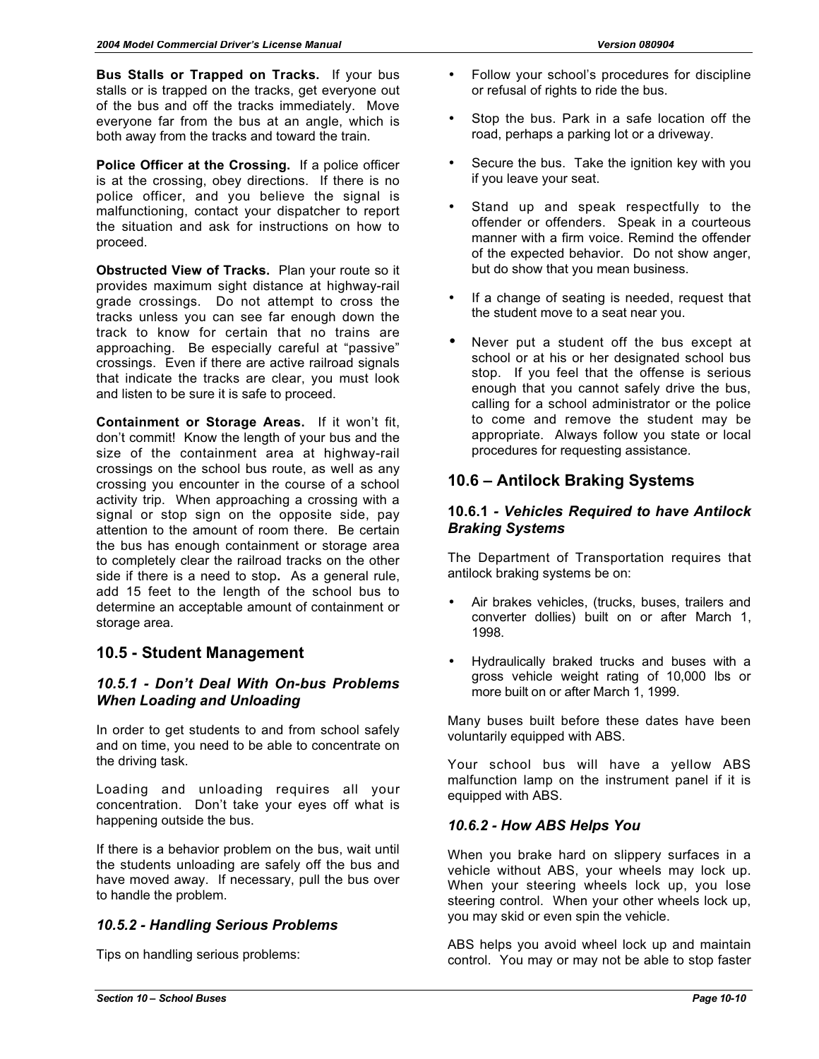**Bus Stalls or Trapped on Tracks.** If your bus stalls or is trapped on the tracks, get everyone out of the bus and off the tracks immediately. Move everyone far from the bus at an angle, which is both away from the tracks and toward the train.

**Police Officer at the Crossing.** If a police officer is at the crossing, obey directions. If there is no police officer, and you believe the signal is malfunctioning, contact your dispatcher to report the situation and ask for instructions on how to proceed.

**Obstructed View of Tracks.** Plan your route so it provides maximum sight distance at highway-rail grade crossings. Do not attempt to cross the tracks unless you can see far enough down the track to know for certain that no trains are approaching. Be especially careful at "passive" crossings. Even if there are active railroad signals that indicate the tracks are clear, you must look and listen to be sure it is safe to proceed.

**Containment or Storage Areas.** If it won't fit, don't commit! Know the length of your bus and the size of the containment area at highway-rail crossings on the school bus route, as well as any crossing you encounter in the course of a school activity trip. When approaching a crossing with a signal or stop sign on the opposite side, pay attention to the amount of room there. Be certain the bus has enough containment or storage area to completely clear the railroad tracks on the other side if there is a need to stop**.** As a general rule, add 15 feet to the length of the school bus to determine an acceptable amount of containment or storage area.

## 10.5 - Student Management

### *10.5.1 - Don't Deal With On-bus Problems When Loading and Unloading*

In order to get students to and from school safely and on time, you need to be able to concentrate on the driving task.

Loading and unloading requires all your concentration. Don't take your eyes off what is happening outside the bus.

If there is a behavior problem on the bus, wait until the students unloading are safely off the bus and have moved away. If necessary, pull the bus over to handle the problem.

### *10.5.2 - Handling Serious Problems*

Tips on handling serious problems:

- Follow your school's procedures for discipline or refusal of rights to ride the bus.
- Stop the bus. Park in a safe location off the road, perhaps a parking lot or a driveway.
- Secure the bus. Take the ignition key with you if you leave your seat.
- Stand up and speak respectfully to the offender or offenders. Speak in a courteous manner with a firm voice. Remind the offender of the expected behavior. Do not show anger, but do show that you mean business.
- If a change of seating is needed, request that the student move to a seat near you.
- Never put a student off the bus except at school or at his or her designated school bus stop. If you feel that the offense is serious enough that you cannot safely drive the bus, calling for a school administrator or the police to come and remove the student may be appropriate. Always follow you state or local procedures for requesting assistance.

## 10.6 – Antilock Braking Systems

### 10.6.1 *- Vehicles Required to have Antilock Braking Systems*

The Department of Transportation requires that antilock braking systems be on:

- Air brakes vehicles, (trucks, buses, trailers and converter dollies) built on or after March 1, 1998.
- Hydraulically braked trucks and buses with a gross vehicle weight rating of 10,000 lbs or more built on or after March 1, 1999.

Many buses built before these dates have been voluntarily equipped with ABS.

Your school bus will have a yellow ABS malfunction lamp on the instrument panel if it is equipped with ABS.

### *10.6.2 - How ABS Helps You*

When you brake hard on slippery surfaces in a vehicle without ABS, your wheels may lock up. When your steering wheels lock up, you lose steering control. When your other wheels lock up, you may skid or even spin the vehicle.

ABS helps you avoid wheel lock up and maintain control. You may or may not be able to stop faster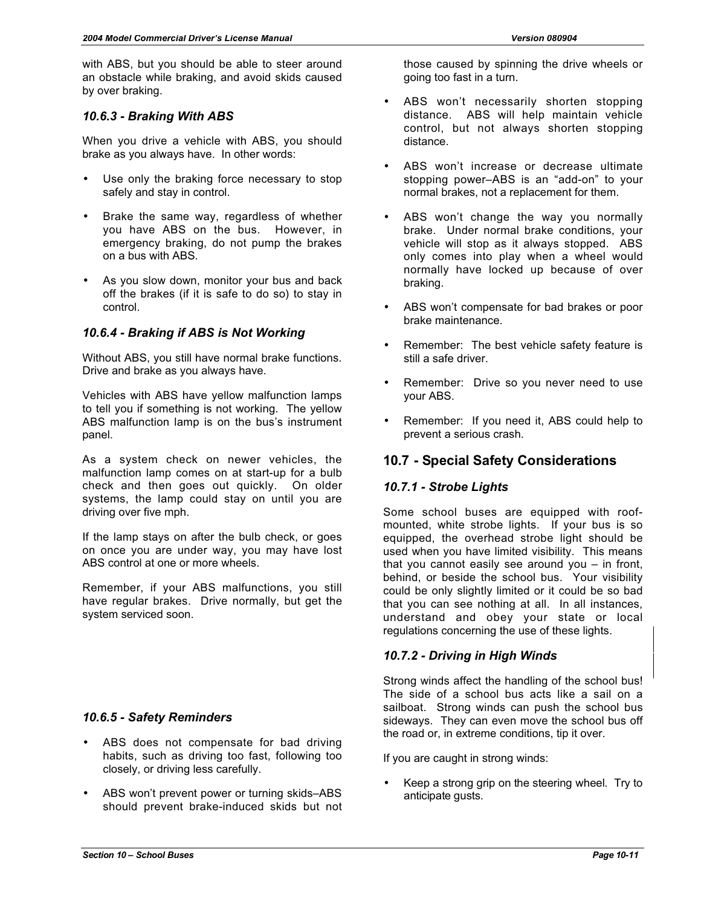with ABS, but you should be able to steer around an obstacle while braking, and avoid skids caused by over braking.

### *10.6.3 - Braking With ABS*

When you drive a vehicle with ABS, you should brake as you always have. In other words:

- Use only the braking force necessary to stop safely and stay in control.
- Brake the same way, regardless of whether you have ABS on the bus. However, in emergency braking, do not pump the brakes on a bus with ABS.
- As you slow down, monitor your bus and back off the brakes (if it is safe to do so) to stay in control.

### *10.6.4 - Braking if ABS is Not Working*

Without ABS, you still have normal brake functions. Drive and brake as you always have.

Vehicles with ABS have yellow malfunction lamps to tell you if something is not working. The yellow ABS malfunction lamp is on the bus's instrument panel.

As a system check on newer vehicles, the malfunction lamp comes on at start-up for a bulb check and then goes out quickly. On older systems, the lamp could stay on until you are driving over five mph.

If the lamp stays on after the bulb check, or goes on once you are under way, you may have lost ABS control at one or more wheels.

Remember, if your ABS malfunctions, you still have regular brakes. Drive normally, but get the system serviced soon.

### *10.6.5 - Safety Reminders*

- ABS does not compensate for bad driving habits, such as driving too fast, following too closely, or driving less carefully.
- ABS won't prevent power or turning skids–ABS should prevent brake-induced skids but not those caused by spinning the drive wheels or going too fast in a turn.
- ABS won't necessarily shorten stopping distance. ABS will help maintain vehicle control, but not always shorten stopping distance.
- ABS won't increase or decrease ultimate stopping power–ABS is an "add-on" to your normal brakes, not a replacement for them.
- ABS won't change the way you normally brake. Under normal brake conditions, your vehicle will stop as it always stopped. ABS only comes into play when a wheel would normally have locked up because of over braking.
- ABS won't compensate for bad brakes or poor brake maintenance.
- Remember: The best vehicle safety feature is still a safe driver.
- Remember: Drive so you never need to use your ABS.
- Remember: If you need it, ABS could help to prevent a serious crash.

## 10.7 - Special Safety Considerations

### *10.7.1 - Strobe Lights*

Some school buses are equipped with roof-mounted, white strobe lights. If your bus is so equipped, the overhead strobe light should be used when you have limited visibility. This means that you cannot easily see around you – in front, behind, or beside the school bus. Your visibility could be only slightly limited or it could be so bad that you can see nothing at all. In all instances, understand and obey your state or local regulations concerning the use of these lights.

### *10.7.2 - Driving in High Winds*

Strong winds affect the handling of the school bus! The side of a school bus acts like a sail on a sailboat. Strong winds can push the school bus sideways. They can even move the school bus off the road or, in extreme conditions, tip it over.

If you are caught in strong winds:

- Keep a strong grip on the steering wheel. Try to anticipate gusts.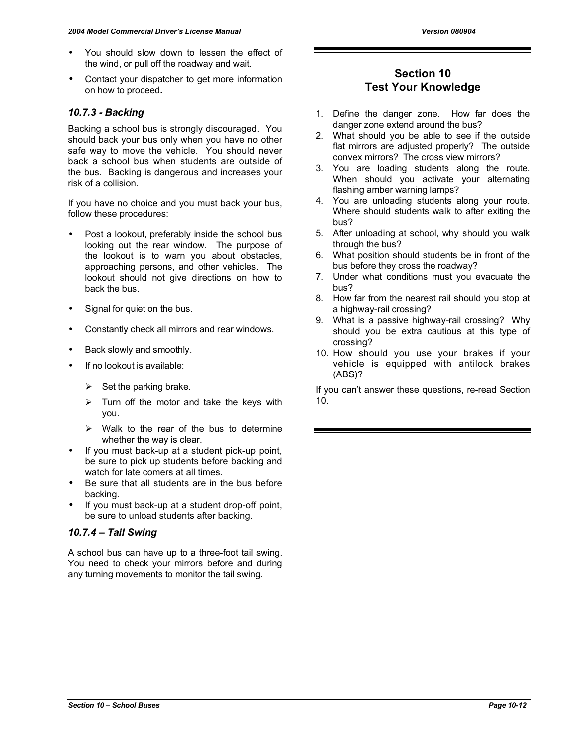- You should slow down to lessen the effect of the wind, or pull off the roadway and wait.
- Contact your dispatcher to get more information on how to proceed**.**

### *10.7.3 - Backing*

Backing a school bus is strongly discouraged. You should back your bus only when you have no other safe way to move the vehicle. You should never back a school bus when students are outside of the bus. Backing is dangerous and increases your risk of a collision.

If you have no choice and you must back your bus, follow these procedures:

- Post a lookout, preferably inside the school bus looking out the rear window. The purpose of the lookout is to warn you about obstacles, approaching persons, and other vehicles. The lookout should not give directions on how to back the bus.
- Signal for quiet on the bus.
- Constantly check all mirrors and rear windows.
- Back slowly and smoothly.
- If no lookout is available:
  - Set the parking brake.
  - Turn off the motor and take the keys with you.
  - Walk to the rear of the bus to determine whether the way is clear.
- If you must back-up at a student pick-up point, be sure to pick up students before backing and watch for late comers at all times.
- Be sure that all students are in the bus before backing.
- If you must back-up at a student drop-off point, be sure to unload students after backing.

### *10.7.4 – Tail Swing*

A school bus can have up to a three-foot tail swing. You need to check your mirrors before and during any turning movements to monitor the tail swing.

## Section 10 Test Your Knowledge

1. Define the danger zone. How far does the danger zone extend around the bus?
2. What should you be able to see if the outside flat mirrors are adjusted properly? The outside convex mirrors? The cross view mirrors?
3. You are loading students along the route. When should you activate your alternating flashing amber warning lamps?
4. You are unloading students along your route. Where should students walk to after exiting the bus?
5. After unloading at school, why should you walk through the bus?
6. What position should students be in front of the bus before they cross the roadway?
7. Under what conditions must you evacuate the bus?
8. How far from the nearest rail should you stop at a highway-rail crossing?
9. What is a passive highway-rail crossing? Why should you be extra cautious at this type of crossing?
10. How should you use your brakes if your vehicle is equipped with antilock brakes (ABS)?

If you can't answer these questions, re-read Section 10.